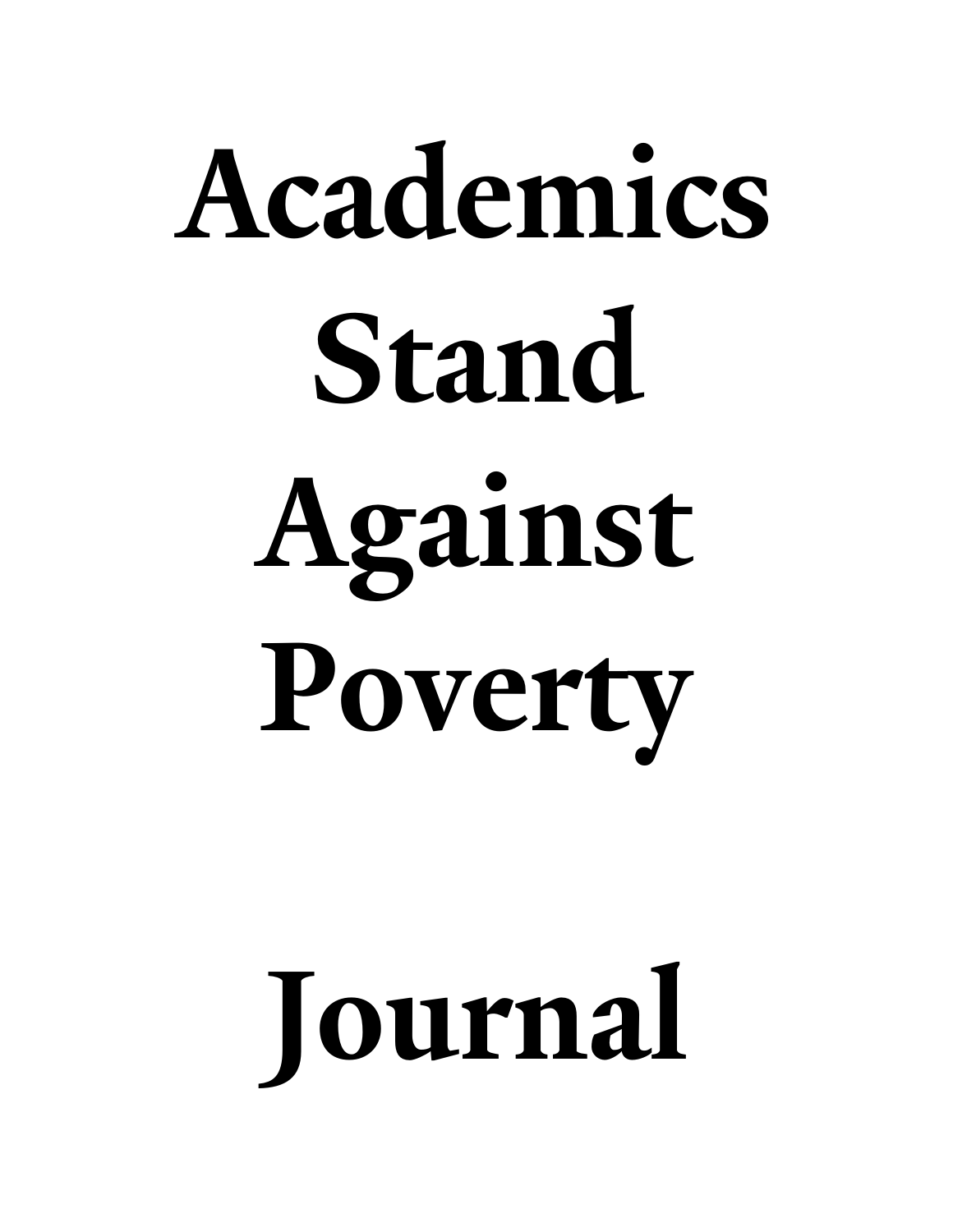# Academics Stand Against Poverty

# Journal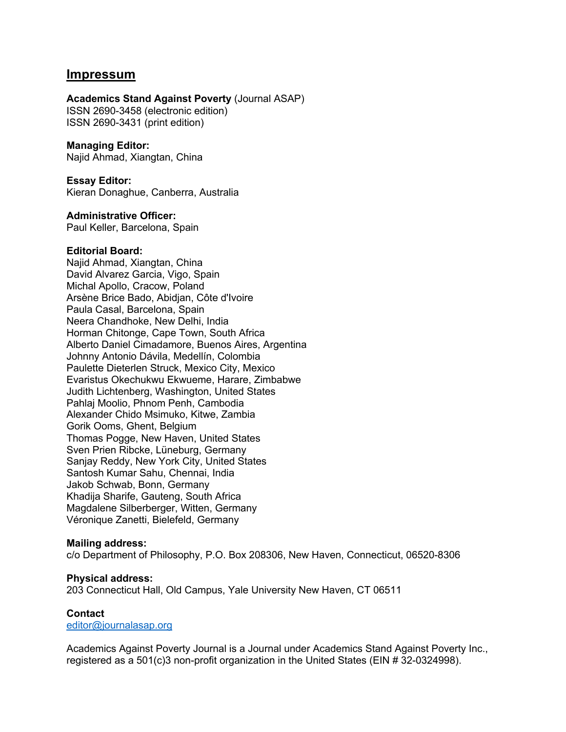## Impressum

**Academics Stand Against Poverty** (Journal ASAP)
ISSN 2690-3458 (electronic edition)
ISSN 2690-3431 (print edition)

**Managing Editor:**
Najid Ahmad, Xiangtan, China

**Essay Editor:**
Kieran Donaghue, Canberra, Australia

**Administrative Officer:**
Paul Keller, Barcelona, Spain

**Editorial Board:**
Najid Ahmad, Xiangtan, China
David Alvarez Garcia, Vigo, Spain
Michal Apollo, Cracow, Poland
Arsène Brice Bado, Abidjan, Côte d'Ivoire
Paula Casal, Barcelona, Spain
Neera Chandhoke, New Delhi, India
Horman Chitonge, Cape Town, South Africa
Alberto Daniel Cimadamore, Buenos Aires, Argentina
Johnny Antonio Dávila, Medellín, Colombia
Paulette Dieterlen Struck, Mexico City, Mexico
Evaristus Okechukwu Ekwueme, Harare, Zimbabwe
Judith Lichtenberg, Washington, United States
Pahlaj Moolio, Phnom Penh, Cambodia
Alexander Chido Msimuko, Kitwe, Zambia
Gorik Ooms, Ghent, Belgium
Thomas Pogge, New Haven, United States
Sven Prien Ribcke, Lüneburg, Germany
Sanjay Reddy, New York City, United States
Santosh Kumar Sahu, Chennai, India
Jakob Schwab, Bonn, Germany
Khadija Sharife, Gauteng, South Africa
Magdalene Silberberger, Witten, Germany
Véronique Zanetti, Bielefeld, Germany

**Mailing address:**
c/o Department of Philosophy, P.O. Box 208306, New Haven, Connecticut, 06520-8306

**Physical address:**
203 Connecticut Hall, Old Campus, Yale University New Haven, CT 06511

**Contact**
editor@journalasap.org

Academics Against Poverty Journal is a Journal under Academics Stand Against Poverty Inc., registered as a 501(c)3 non-profit organization in the United States (EIN # 32-0324998).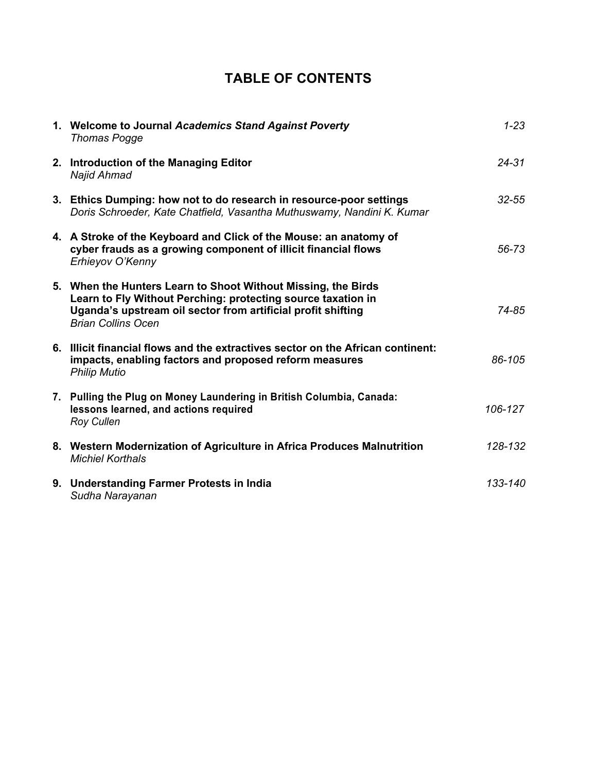# TABLE OF CONTENTS

1. **Welcome to Journal *Academics Stand Against Poverty*** *1-23*
   *Thomas Pogge*

2. **Introduction of the Managing Editor** *24-31*
   *Najid Ahmad*

3. **Ethics Dumping: how not to do research in resource-poor settings** *32-55*
   *Doris Schroeder, Kate Chatfield, Vasantha Muthuswamy, Nandini K. Kumar*

4. **A Stroke of the Keyboard and Click of the Mouse: an anatomy of cyber frauds as a growing component of illicit financial flows** *56-73*
   *Erhieyov O'Kenny*

5. **When the Hunters Learn to Shoot Without Missing, the Birds Learn to Fly Without Perching: protecting source taxation in Uganda's upstream oil sector from artificial profit shifting** *74-85*
   *Brian Collins Ocen*

6. **Illicit financial flows and the extractives sector on the African continent: impacts, enabling factors and proposed reform measures** *86-105*
   *Philip Mutio*

7. **Pulling the Plug on Money Laundering in British Columbia, Canada: lessons learned, and actions required** *106-127*
   *Roy Cullen*

8. **Western Modernization of Agriculture in Africa Produces Malnutrition** *128-132*
   *Michiel Korthals*

9. **Understanding Farmer Protests in India** *133-140*
   *Sudha Narayanan*